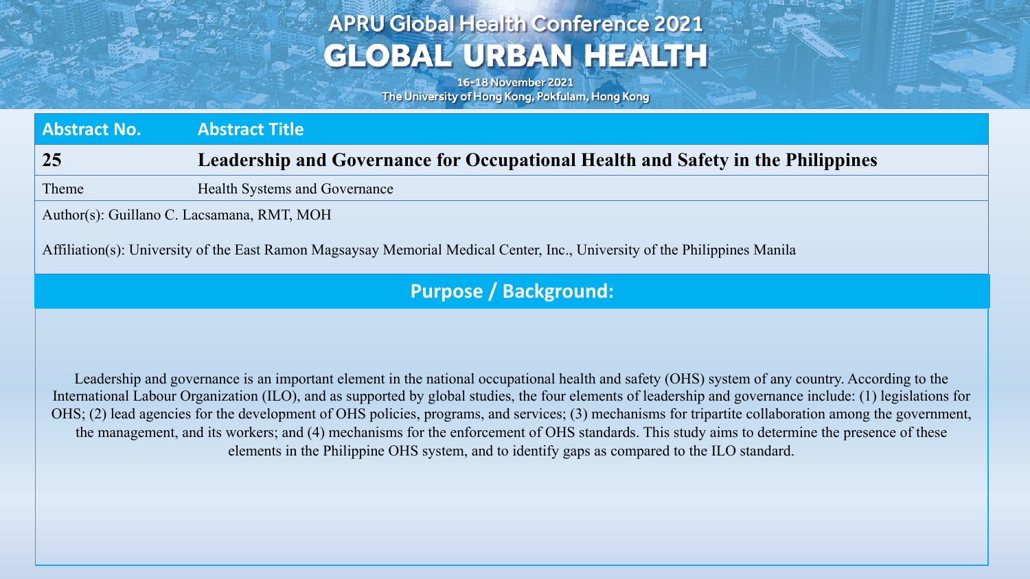# APRU Global Health Conference 2021
# GLOBAL URBAN HEALTH

16-18 November 2021
The University of Hong Kong, Pokfulam, Hong Kong

| Abstract No. | Abstract Title |
|---|---|
| **25** | **Leadership and Governance for Occupational Health and Safety in the Philippines** |
| Theme | Health Systems and Governance |

Author(s): Guillano C. Lacsamana, RMT, MOH

Affiliation(s): University of the East Ramon Magsaysay Memorial Medical Center, Inc., University of the Philippines Manila

## Purpose / Background:

Leadership and governance is an important element in the national occupational health and safety (OHS) system of any country. According to the International Labour Organization (ILO), and as supported by global studies, the four elements of leadership and governance include: (1) legislations for OHS; (2) lead agencies for the development of OHS policies, programs, and services; (3) mechanisms for tripartite collaboration among the government, the management, and its workers; and (4) mechanisms for the enforcement of OHS standards. This study aims to determine the presence of these elements in the Philippine OHS system, and to identify gaps as compared to the ILO standard.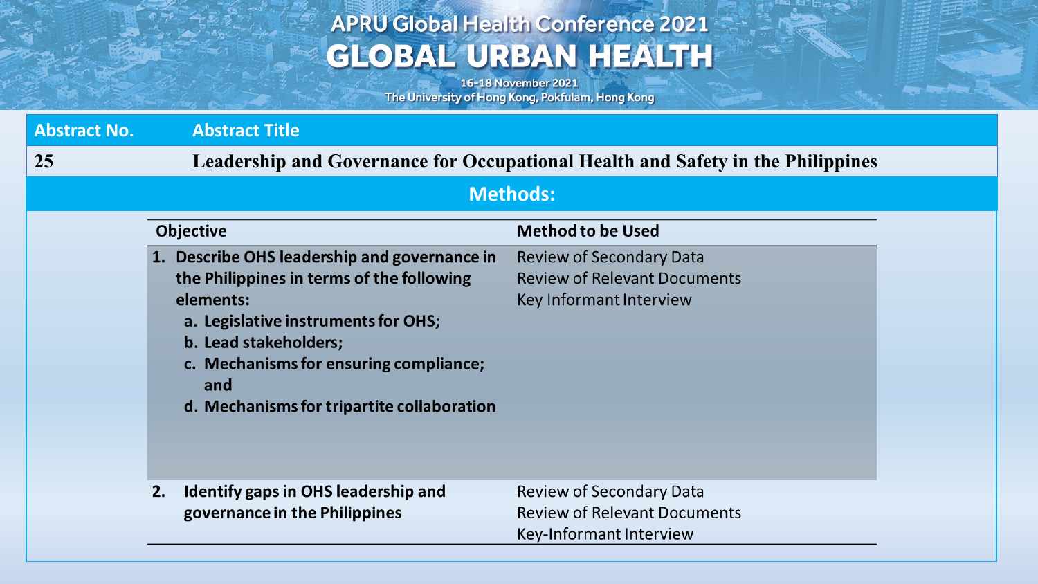| Abstract No. | Abstract Title |
|---|---|
| 25 | **Leadership and Governance for Occupational Health and Safety in the Philippines** |

## Methods:

| Objective | Method to be Used |
|---|---|
| **1. Describe OHS leadership and governance in the Philippines in terms of the following elements:**<br>**a. Legislative instruments for OHS;**<br>**b. Lead stakeholders;**<br>**c. Mechanisms for ensuring compliance; and**<br>**d. Mechanisms for tripartite collaboration** | Review of Secondary Data<br>Review of Relevant Documents<br>Key Informant Interview |
| **2. Identify gaps in OHS leadership and governance in the Philippines** | Review of Secondary Data<br>Review of Relevant Documents<br>Key-Informant Interview |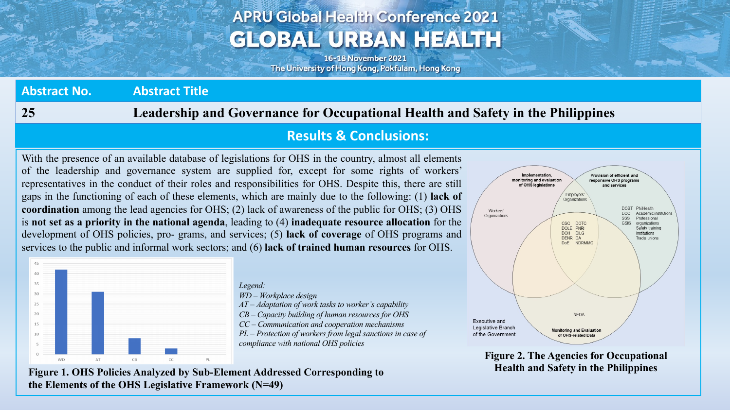# APRU Global Health Conference 2021

# GLOBAL URBAN HEALTH

16-18 November 2021
The University of Hong Kong, Pokfulam, Hong Kong

| Abstract No. | Abstract Title |
| --- | --- |
| 25 | **Leadership and Governance for Occupational Health and Safety in the Philippines** |

## Results & Conclusions:

With the presence of an available database of legislations for OHS in the country, almost all elements of the leadership and governance system are supplied for, except for some rights of workers' representatives in the conduct of their roles and responsibilities for OHS. Despite this, there are still gaps in the functioning of each of these elements, which are mainly due to the following: (1) **lack of coordination** among the lead agencies for OHS; (2) lack of awareness of the public for OHS; (3) OHS is **not set as a priority in the national agenda**, leading to (4) **inadequate resource allocation** for the development of OHS policies, pro- grams, and services; (5) **lack of coverage** of OHS programs and services to the public and informal work sectors; and (6) **lack of trained human resources** for OHS.

0
5
10
15
20
25
30
35
40
45

WD AT CB CC PL

*Legend:*
*WD – Workplace design*
*AT – Adaptation of work tasks to worker's capability*
*CB – Capacity building of human resources for OHS*
*CC – Communication and cooperation mechanisms*
*PL – Protection of workers from legal sanctions in case of compliance with national OHS policies*

**Figure 1. OHS Policies Analyzed by Sub-Element Addressed Corresponding to the Elements of the OHS Legislative Framework (N=49)**

Implementation, monitoring and evaluation of OHS legislations

Provision of efficient and responsive OHS programs and services

Employers' Organizations

Workers' Organizations

DOST PhilHealth
ECC Academic institutions
SSS Professional
GSIS organizations
Safety training institutions
Trade unions

CSC DOTC
DOLE PNRI
DOH DILG
DENR DA
DoE NDRMMC

NEDA

Executive and Legislative Branch of the Government

Monitoring and Evaluation of OHS-related Data

**Figure 2. The Agencies for Occupational Health and Safety in the Philippines**